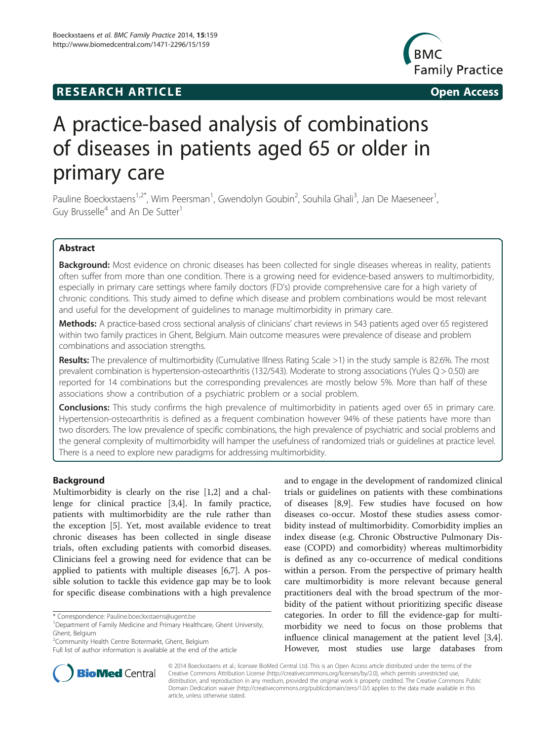**RESEARCH ARTICLE** **Open Access**

# A practice-based analysis of combinations of diseases in patients aged 65 or older in primary care

Pauline Boeckxstaens[1,2*], Wim Peersman[1], Gwendolyn Goubin[2], Souhila Ghali[3], Jan De Maeseneer[1], Guy Brusselle[4] and An De Sutter[1]

## Abstract

**Background:** Most evidence on chronic diseases has been collected for single diseases whereas in reality, patients often suffer from more than one condition. There is a growing need for evidence-based answers to multimorbidity, especially in primary care settings where family doctors (FD's) provide comprehensive care for a high variety of chronic conditions. This study aimed to define which disease and problem combinations would be most relevant and useful for the development of guidelines to manage multimorbidity in primary care.

**Methods:** A practice-based cross sectional analysis of clinicians' chart reviews in 543 patients aged over 65 registered within two family practices in Ghent, Belgium. Main outcome measures were prevalence of disease and problem combinations and association strengths.

**Results:** The prevalence of multimorbidity (Cumulative Illness Rating Scale >1) in the study sample is 82.6%. The most prevalent combination is hypertension-osteoarthritis (132/543). Moderate to strong associations (Yules Q > 0.50) are reported for 14 combinations but the corresponding prevalences are mostly below 5%. More than half of these associations show a contribution of a psychiatric problem or a social problem.

**Conclusions:** This study confirms the high prevalence of multimorbidity in patients aged over 65 in primary care. Hypertension-osteoarthritis is defined as a frequent combination however 94% of these patients have more than two disorders. The low prevalence of specific combinations, the high prevalence of psychiatric and social problems and the general complexity of multimorbidity will hamper the usefulness of randomized trials or guidelines at practice level. There is a need to explore new paradigms for addressing multimorbidity.

## Background

Multimorbidity is clearly on the rise [1,2] and a challenge for clinical practice [3,4]. In family practice, patients with multimorbidity are the rule rather than the exception [5]. Yet, most available evidence to treat chronic diseases has been collected in single disease trials, often excluding patients with comorbid diseases. Clinicians feel a growing need for evidence that can be applied to patients with multiple diseases [6,7]. A possible solution to tackle this evidence gap may be to look for specific disease combinations with a high prevalence and to engage in the development of randomized clinical trials or guidelines on patients with these combinations of diseases [8,9]. Few studies have focused on how diseases co-occur. Mostof these studies assess comorbidity instead of multimorbidity. Comorbidity implies an index disease (e.g. Chronic Obstructive Pulmonary Disease (COPD) and comorbidity) whereas multimorbidity is defined as any co-occurrence of medical conditions within a person. From the perspective of primary health care multimorbidity is more relevant because general practitioners deal with the broad spectrum of the morbidity of the patient without prioritizing specific disease categories. In order to fill the evidence-gap for multimorbidity we need to focus on those problems that influence clinical management at the patient level [3,4]. However, most studies use large databases from

\* Correspondence: Pauline.boeckxstaens@ugent.be
[1]Department of Family Medicine and Primary Healthcare, Ghent University, Ghent, Belgium
[2]Community Health Centre Botermarkt, Ghent, Belgium
Full list of author information is available at the end of the article

© 2014 Boeckxstaens et al.; licensee BioMed Central Ltd. This is an Open Access article distributed under the terms of the Creative Commons Attribution License (http://creativecommons.org/licenses/by/2.0), which permits unrestricted use, distribution, and reproduction in any medium, provided the original work is properly credited. The Creative Commons Public Domain Dedication waiver (http://creativecommons.org/publicdomain/zero/1.0/) applies to the data made available in this article, unless otherwise stated.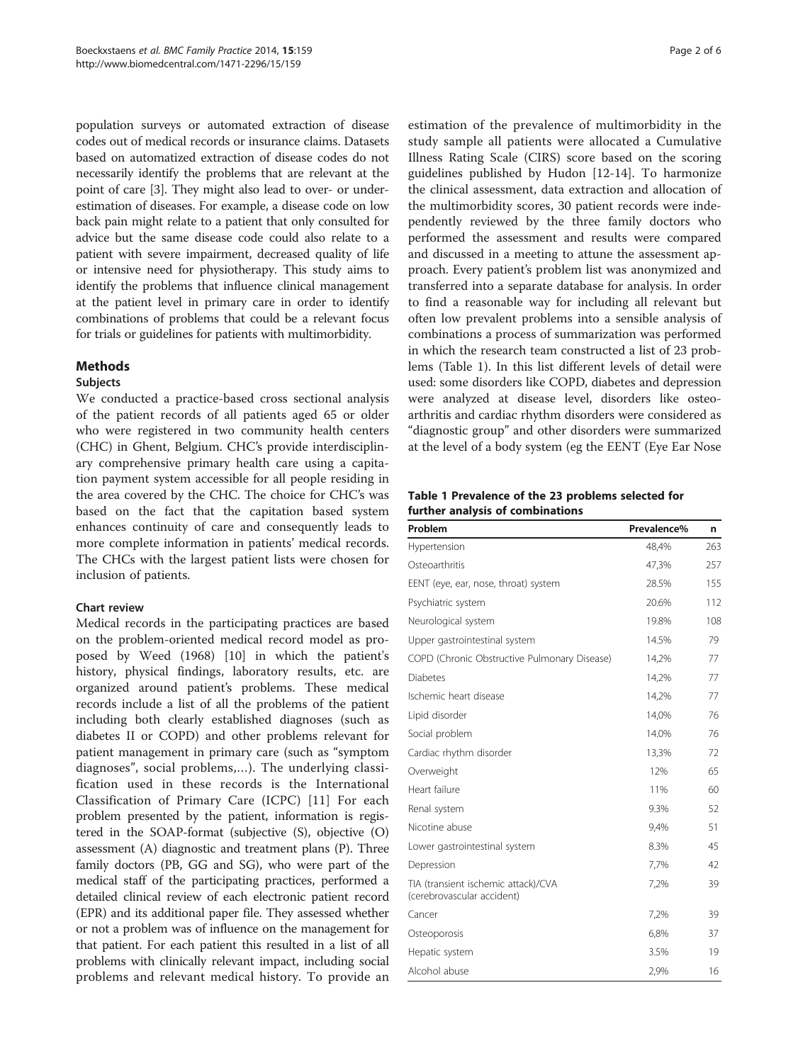population surveys or automated extraction of disease codes out of medical records or insurance claims. Datasets based on automatized extraction of disease codes do not necessarily identify the problems that are relevant at the point of care [3]. They might also lead to over- or underestimation of diseases. For example, a disease code on low back pain might relate to a patient that only consulted for advice but the same disease code could also relate to a patient with severe impairment, decreased quality of life or intensive need for physiotherapy. This study aims to identify the problems that influence clinical management at the patient level in primary care in order to identify combinations of problems that could be a relevant focus for trials or guidelines for patients with multimorbidity.

## Methods

### Subjects

We conducted a practice-based cross sectional analysis of the patient records of all patients aged 65 or older who were registered in two community health centers (CHC) in Ghent, Belgium. CHC's provide interdisciplinary comprehensive primary health care using a capitation payment system accessible for all people residing in the area covered by the CHC. The choice for CHC's was based on the fact that the capitation based system enhances continuity of care and consequently leads to more complete information in patients' medical records. The CHCs with the largest patient lists were chosen for inclusion of patients.

### Chart review

Medical records in the participating practices are based on the problem-oriented medical record model as proposed by Weed (1968) [10] in which the patient's history, physical findings, laboratory results, etc. are organized around patient's problems. These medical records include a list of all the problems of the patient including both clearly established diagnoses (such as diabetes II or COPD) and other problems relevant for patient management in primary care (such as "symptom diagnoses", social problems,…). The underlying classification used in these records is the International Classification of Primary Care (ICPC) [11] For each problem presented by the patient, information is registered in the SOAP-format (subjective (S), objective (O) assessment (A) diagnostic and treatment plans (P). Three family doctors (PB, GG and SG), who were part of the medical staff of the participating practices, performed a detailed clinical review of each electronic patient record (EPR) and its additional paper file. They assessed whether or not a problem was of influence on the management for that patient. For each patient this resulted in a list of all problems with clinically relevant impact, including social problems and relevant medical history. To provide an estimation of the prevalence of multimorbidity in the study sample all patients were allocated a Cumulative Illness Rating Scale (CIRS) score based on the scoring guidelines published by Hudon [12-14]. To harmonize the clinical assessment, data extraction and allocation of the multimorbidity scores, 30 patient records were independently reviewed by the three family doctors who performed the assessment and results were compared and discussed in a meeting to attune the assessment approach. Every patient's problem list was anonymized and transferred into a separate database for analysis. In order to find a reasonable way for including all relevant but often low prevalent problems into a sensible analysis of combinations a process of summarization was performed in which the research team constructed a list of 23 problems (Table 1). In this list different levels of detail were used: some disorders like COPD, diabetes and depression were analyzed at disease level, disorders like osteoarthritis and cardiac rhythm disorders were considered as "diagnostic group" and other disorders were summarized at the level of a body system (eg the EENT (Eye Ear Nose

**Table 1 Prevalence of the 23 problems selected for further analysis of combinations**

| Problem | Prevalence% | n |
|---|---|---|
| Hypertension | 48,4% | 263 |
| Osteoarthritis | 47,3% | 257 |
| EENT (eye, ear, nose, throat) system | 28.5% | 155 |
| Psychiatric system | 20.6% | 112 |
| Neurological system | 19.8% | 108 |
| Upper gastrointestinal system | 14.5% | 79 |
| COPD (Chronic Obstructive Pulmonary Disease) | 14,2% | 77 |
| Diabetes | 14,2% | 77 |
| Ischemic heart disease | 14,2% | 77 |
| Lipid disorder | 14,0% | 76 |
| Social problem | 14.0% | 76 |
| Cardiac rhythm disorder | 13,3% | 72 |
| Overweight | 12% | 65 |
| Heart failure | 11% | 60 |
| Renal system | 9.3% | 52 |
| Nicotine abuse | 9,4% | 51 |
| Lower gastrointestinal system | 8.3% | 45 |
| Depression | 7,7% | 42 |
| TIA (transient ischemic attack)/CVA (cerebrovascular accident) | 7,2% | 39 |
| Cancer | 7,2% | 39 |
| Osteoporosis | 6,8% | 37 |
| Hepatic system | 3.5% | 19 |
| Alcohol abuse | 2,9% | 16 |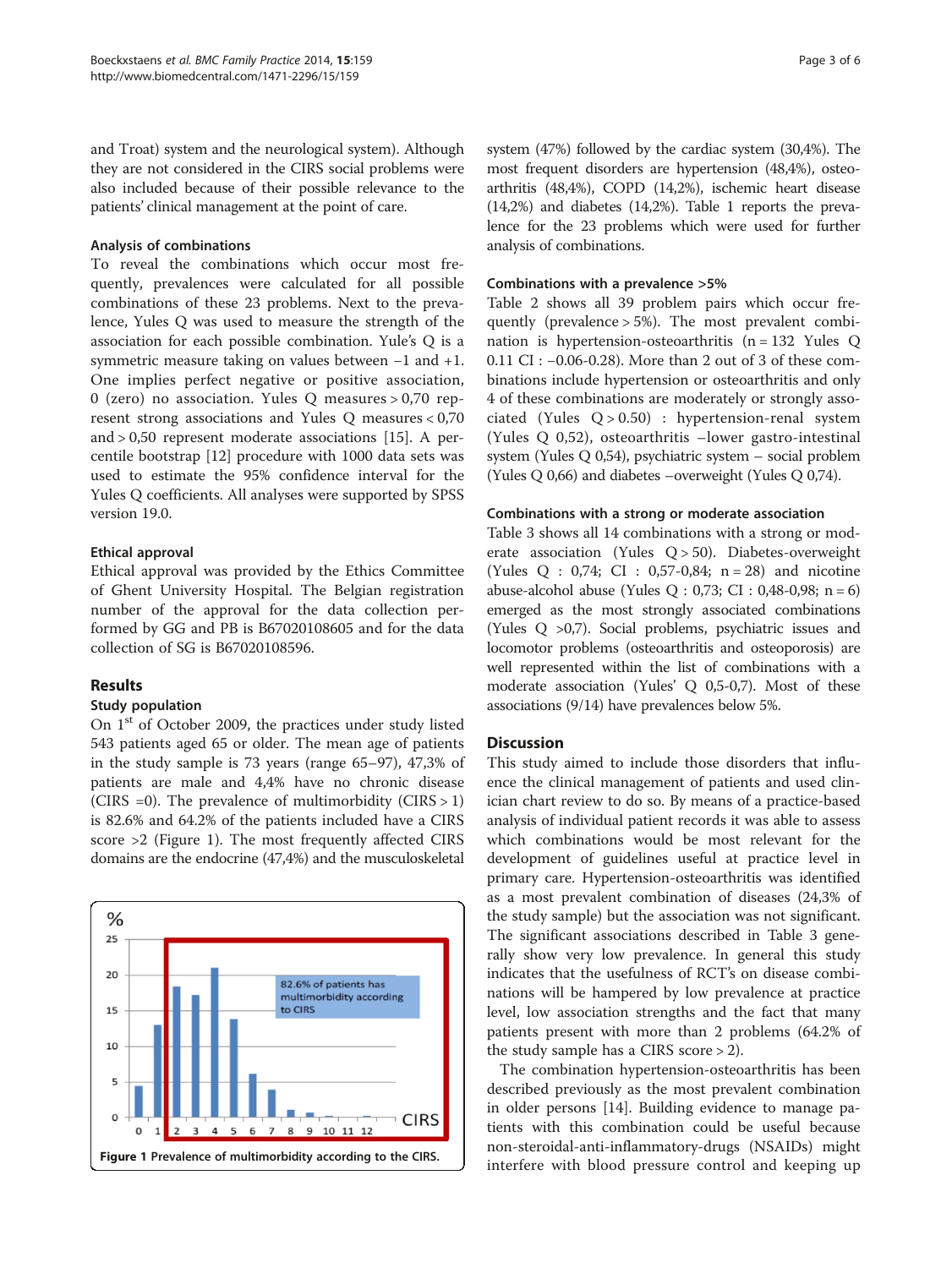and Troat) system and the neurological system). Although they are not considered in the CIRS social problems were also included because of their possible relevance to the patients' clinical management at the point of care.

### Analysis of combinations

To reveal the combinations which occur most frequently, prevalences were calculated for all possible combinations of these 23 problems. Next to the prevalence, Yules Q was used to measure the strength of the association for each possible combination. Yule's Q is a symmetric measure taking on values between −1 and +1. One implies perfect negative or positive association, 0 (zero) no association. Yules Q measures > 0,70 represent strong associations and Yules Q measures < 0,70 and > 0,50 represent moderate associations [15]. A percentile bootstrap [12] procedure with 1000 data sets was used to estimate the 95% confidence interval for the Yules Q coefficients. All analyses were supported by SPSS version 19.0.

### Ethical approval

Ethical approval was provided by the Ethics Committee of Ghent University Hospital. The Belgian registration number of the approval for the data collection performed by GG and PB is B67020108605 and for the data collection of SG is B67020108596.

## Results

### Study population

On 1[st] of October 2009, the practices under study listed 543 patients aged 65 or older. The mean age of patients in the study sample is 73 years (range 65–97), 47,3% of patients are male and 4,4% have no chronic disease (CIRS =0). The prevalence of multimorbidity (CIRS > 1) is 82.6% and 64.2% of the patients included have a CIRS score >2 (Figure 1). The most frequently affected CIRS domains are the endocrine (47,4%) and the musculoskeletal system (47%) followed by the cardiac system (30,4%). The most frequent disorders are hypertension (48,4%), osteoarthritis (48,4%), COPD (14,2%), ischemic heart disease (14,2%) and diabetes (14,2%). Table 1 reports the prevalence for the 23 problems which were used for further analysis of combinations.

Figure 1 Prevalence of multimorbidity according to the CIRS.

### Combinations with a prevalence >5%

Table 2 shows all 39 problem pairs which occur frequently (prevalence > 5%). The most prevalent combination is hypertension-osteoarthritis (n = 132 Yules Q 0.11 CI : −0.06-0.28). More than 2 out of 3 of these combinations include hypertension or osteoarthritis and only 4 of these combinations are moderately or strongly associated (Yules Q > 0.50) : hypertension-renal system (Yules Q 0,52), osteoarthritis –lower gastro-intestinal system (Yules Q 0,54), psychiatric system – social problem (Yules Q 0,66) and diabetes –overweight (Yules Q 0,74).

### Combinations with a strong or moderate association

Table 3 shows all 14 combinations with a strong or moderate association (Yules Q > 50). Diabetes-overweight (Yules Q : 0,74; CI : 0,57-0,84; n = 28) and nicotine abuse-alcohol abuse (Yules Q : 0,73; CI : 0,48-0,98; n = 6) emerged as the most strongly associated combinations (Yules Q >0,7). Social problems, psychiatric issues and locomotor problems (osteoarthritis and osteoporosis) are well represented within the list of combinations with a moderate association (Yules' Q 0,5-0,7). Most of these associations (9/14) have prevalences below 5%.

## Discussion

This study aimed to include those disorders that influence the clinical management of patients and used clinician chart review to do so. By means of a practice-based analysis of individual patient records it was able to assess which combinations would be most relevant for the development of guidelines useful at practice level in primary care. Hypertension-osteoarthritis was identified as a most prevalent combination of diseases (24,3% of the study sample) but the association was not significant. The significant associations described in Table 3 generally show very low prevalence. In general this study indicates that the usefulness of RCT's on disease combinations will be hampered by low prevalence at practice level, low association strengths and the fact that many patients present with more than 2 problems (64.2% of the study sample has a CIRS score > 2).

The combination hypertension-osteoarthritis has been described previously as the most prevalent combination in older persons [14]. Building evidence to manage patients with this combination could be useful because non-steroidal-anti-inflammatory-drugs (NSAIDs) might interfere with blood pressure control and keeping up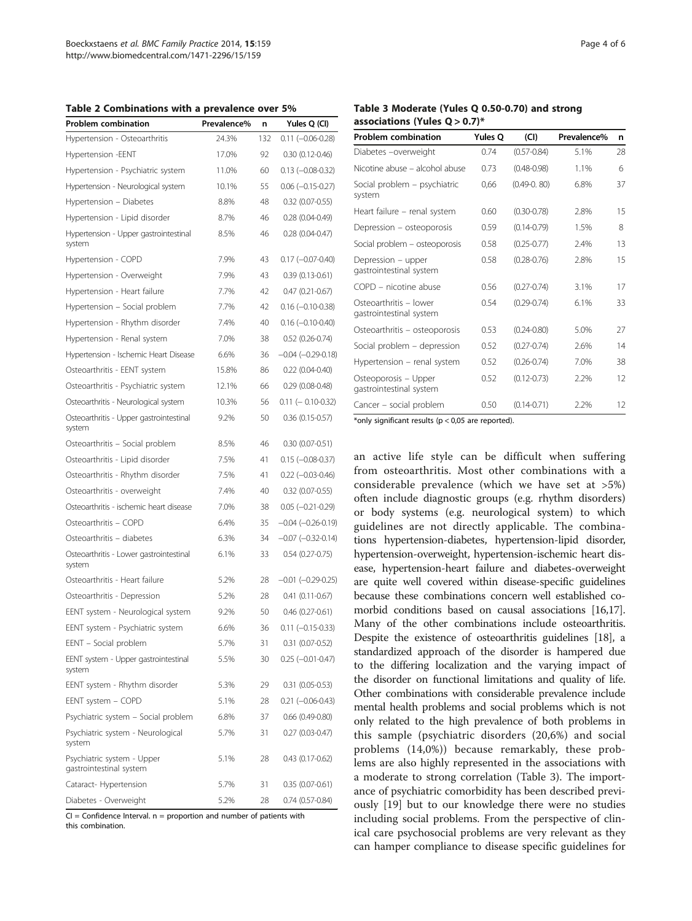**Table 2 Combinations with a prevalence over 5%**

| Problem combination | Prevalence% | n | Yules Q (CI) |
|---|---|---|---|
| Hypertension - Osteoarthritis | 24.3% | 132 | 0.11 (−0.06-0.28) |
| Hypertension -EENT | 17.0% | 92 | 0.30 (0.12-0.46) |
| Hypertension - Psychiatric system | 11.0% | 60 | 0.13 (−0.08-0.32) |
| Hypertension - Neurological system | 10.1% | 55 | 0.06 (−0.15-0.27) |
| Hypertension – Diabetes | 8.8% | 48 | 0.32 (0.07-0.55) |
| Hypertension - Lipid disorder | 8.7% | 46 | 0.28 (0.04-0.49) |
| Hypertension - Upper gastrointestinal system | 8.5% | 46 | 0.28 (0.04-0.47) |
| Hypertension - COPD | 7.9% | 43 | 0.17 (−0.07-0.40) |
| Hypertension - Overweight | 7.9% | 43 | 0.39 (0.13-0.61) |
| Hypertension - Heart failure | 7.7% | 42 | 0.47 (0.21-0.67) |
| Hypertension – Social problem | 7.7% | 42 | 0.16 (−0.10-0.38) |
| Hypertension - Rhythm disorder | 7.4% | 40 | 0.16 (−0.10-0.40) |
| Hypertension - Renal system | 7.0% | 38 | 0.52 (0.26-0.74) |
| Hypertension - Ischemic Heart Disease | 6.6% | 36 | −0.04 (−0.29-0.18) |
| Osteoarthritis - EENT system | 15.8% | 86 | 0.22 (0.04-0.40) |
| Osteoarthritis - Psychiatric system | 12.1% | 66 | 0.29 (0.08-0.48) |
| Osteoarthritis - Neurological system | 10.3% | 56 | 0.11 (− 0.10-0.32) |
| Osteoarthritis - Upper gastrointestinal system | 9.2% | 50 | 0.36 (0.15-0.57) |
| Osteoarthritis – Social problem | 8.5% | 46 | 0.30 (0.07-0.51) |
| Osteoarthritis - Lipid disorder | 7.5% | 41 | 0.15 (−0.08-0.37) |
| Osteoarthritis - Rhythm disorder | 7.5% | 41 | 0.22 (−0.03-0.46) |
| Osteoarthritis - overweight | 7.4% | 40 | 0.32 (0.07-0.55) |
| Osteoarthritis - ischemic heart disease | 7.0% | 38 | 0.05 (−0.21-0.29) |
| Osteoarthritis – COPD | 6.4% | 35 | −0.04 (−0.26-0.19) |
| Osteoarthritis – diabetes | 6.3% | 34 | −0.07 (−0.32-0.14) |
| Osteoarthritis - Lower gastrointestinal system | 6.1% | 33 | 0.54 (0.27-0.75) |
| Osteoarthritis - Heart failure | 5.2% | 28 | −0.01 (−0.29-0.25) |
| Osteoarthritis - Depression | 5.2% | 28 | 0.41 (0.11-0.67) |
| EENT system - Neurological system | 9.2% | 50 | 0.46 (0.27-0.61) |
| EENT system - Psychiatric system | 6.6% | 36 | 0.11 (−0.15-0.33) |
| EENT – Social problem | 5.7% | 31 | 0.31 (0.07-0.52) |
| EENT system - Upper gastrointestinal system | 5.5% | 30 | 0.25 (−0.01-0.47) |
| EENT system - Rhythm disorder | 5.3% | 29 | 0.31 (0.05-0.53) |
| EENT system – COPD | 5.1% | 28 | 0.21 (−0.06-0.43) |
| Psychiatric system – Social problem | 6.8% | 37 | 0.66 (0.49-0.80) |
| Psychiatric system - Neurological system | 5.7% | 31 | 0.27 (0.03-0.47) |
| Psychiatric system - Upper gastrointestinal system | 5.1% | 28 | 0.43 (0.17-0.62) |
| Cataract- Hypertension | 5.7% | 31 | 0.35 (0.07-0.61) |
| Diabetes - Overweight | 5.2% | 28 | 0.74 (0.57-0.84) |

CI = Confidence Interval. n = proportion and number of patients with this combination.

**Table 3 Moderate (Yules Q 0.50-0.70) and strong associations (Yules Q > 0.7)***

| Problem combination | Yules Q | (CI) | Prevalence% | n |
|---|---|---|---|---|
| Diabetes –overweight | 0.74 | (0.57-0.84) | 5.1% | 28 |
| Nicotine abuse – alcohol abuse | 0.73 | (0.48-0.98) | 1.1% | 6 |
| Social problem – psychiatric system | 0,66 | (0.49-0. 80) | 6.8% | 37 |
| Heart failure – renal system | 0.60 | (0.30-0.78) | 2.8% | 15 |
| Depression – osteoporosis | 0.59 | (0.14-0.79) | 1.5% | 8 |
| Social problem – osteoporosis | 0.58 | (0.25-0.77) | 2.4% | 13 |
| Depression – upper gastrointestinal system | 0.58 | (0.28-0.76) | 2.8% | 15 |
| COPD – nicotine abuse | 0.56 | (0.27-0.74) | 3.1% | 17 |
| Osteoarthritis – lower gastrointestinal system | 0.54 | (0.29-0.74) | 6.1% | 33 |
| Osteoarthritis – osteoporosis | 0.53 | (0.24-0.80) | 5.0% | 27 |
| Social problem – depression | 0.52 | (0.27-0.74) | 2.6% | 14 |
| Hypertension – renal system | 0.52 | (0.26-0.74) | 7.0% | 38 |
| Osteoporosis – Upper gastrointestinal system | 0.52 | (0.12-0.73) | 2.2% | 12 |
| Cancer – social problem | 0.50 | (0.14-0.71) | 2.2% | 12 |

*only significant results (p < 0,05 are reported).

an active life style can be difficult when suffering from osteoarthritis. Most other combinations with a considerable prevalence (which we have set at >5%) often include diagnostic groups (e.g. rhythm disorders) or body systems (e.g. neurological system) to which guidelines are not directly applicable. The combinations hypertension-diabetes, hypertension-lipid disorder, hypertension-overweight, hypertension-ischemic heart disease, hypertension-heart failure and diabetes-overweight are quite well covered within disease-specific guidelines because these combinations concern well established comorbid conditions based on causal associations [16,17]. Many of the other combinations include osteoarthritis. Despite the existence of osteoarthritis guidelines [18], a standardized approach of the disorder is hampered due to the differing localization and the varying impact of the disorder on functional limitations and quality of life. Other combinations with considerable prevalence include mental health problems and social problems which is not only related to the high prevalence of both problems in this sample (psychiatric disorders (20,6%) and social problems (14,0%)) because remarkably, these problems are also highly represented in the associations with a moderate to strong correlation (Table 3). The importance of psychiatric comorbidity has been described previously [19] but to our knowledge there were no studies including social problems. From the perspective of clinical care psychosocial problems are very relevant as they can hamper compliance to disease specific guidelines for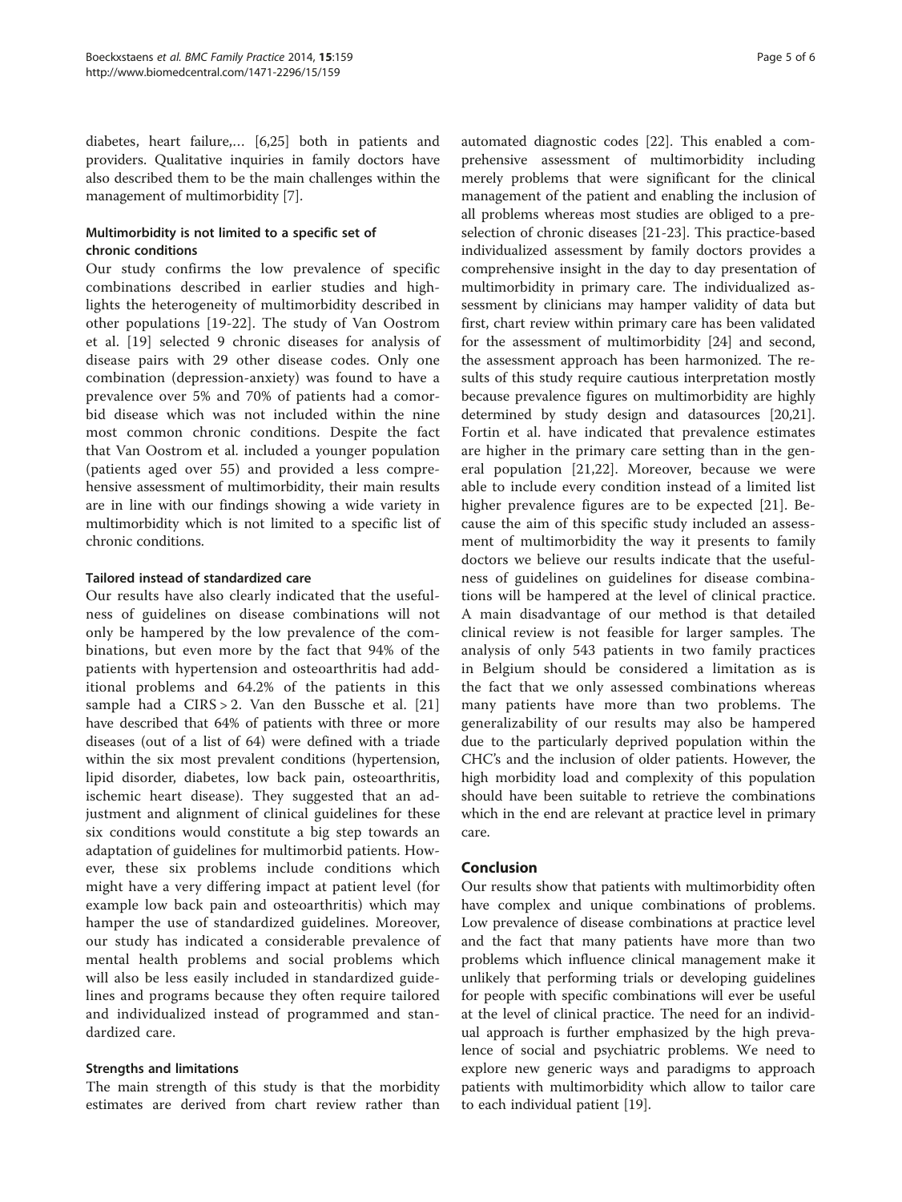diabetes, heart failure,… [6,25] both in patients and providers. Qualitative inquiries in family doctors have also described them to be the main challenges within the management of multimorbidity [7].

### Multimorbidity is not limited to a specific set of chronic conditions

Our study confirms the low prevalence of specific combinations described in earlier studies and highlights the heterogeneity of multimorbidity described in other populations [19-22]. The study of Van Oostrom et al. [19] selected 9 chronic diseases for analysis of disease pairs with 29 other disease codes. Only one combination (depression-anxiety) was found to have a prevalence over 5% and 70% of patients had a comorbid disease which was not included within the nine most common chronic conditions. Despite the fact that Van Oostrom et al. included a younger population (patients aged over 55) and provided a less comprehensive assessment of multimorbidity, their main results are in line with our findings showing a wide variety in multimorbidity which is not limited to a specific list of chronic conditions.

### Tailored instead of standardized care

Our results have also clearly indicated that the usefulness of guidelines on disease combinations will not only be hampered by the low prevalence of the combinations, but even more by the fact that 94% of the patients with hypertension and osteoarthritis had additional problems and 64.2% of the patients in this sample had a CIRS > 2. Van den Bussche et al. [21] have described that 64% of patients with three or more diseases (out of a list of 64) were defined with a triade within the six most prevalent conditions (hypertension, lipid disorder, diabetes, low back pain, osteoarthritis, ischemic heart disease). They suggested that an adjustment and alignment of clinical guidelines for these six conditions would constitute a big step towards an adaptation of guidelines for multimorbid patients. However, these six problems include conditions which might have a very differing impact at patient level (for example low back pain and osteoarthritis) which may hamper the use of standardized guidelines. Moreover, our study has indicated a considerable prevalence of mental health problems and social problems which will also be less easily included in standardized guidelines and programs because they often require tailored and individualized instead of programmed and standardized care.

### Strengths and limitations

The main strength of this study is that the morbidity estimates are derived from chart review rather than automated diagnostic codes [22]. This enabled a comprehensive assessment of multimorbidity including merely problems that were significant for the clinical management of the patient and enabling the inclusion of all problems whereas most studies are obliged to a preselection of chronic diseases [21-23]. This practice-based individualized assessment by family doctors provides a comprehensive insight in the day to day presentation of multimorbidity in primary care. The individualized assessment by clinicians may hamper validity of data but first, chart review within primary care has been validated for the assessment of multimorbidity [24] and second, the assessment approach has been harmonized. The results of this study require cautious interpretation mostly because prevalence figures on multimorbidity are highly determined by study design and datasources [20,21]. Fortin et al. have indicated that prevalence estimates are higher in the primary care setting than in the general population [21,22]. Moreover, because we were able to include every condition instead of a limited list higher prevalence figures are to be expected [21]. Because the aim of this specific study included an assessment of multimorbidity the way it presents to family doctors we believe our results indicate that the usefulness of guidelines on guidelines for disease combinations will be hampered at the level of clinical practice. A main disadvantage of our method is that detailed clinical review is not feasible for larger samples. The analysis of only 543 patients in two family practices in Belgium should be considered a limitation as is the fact that we only assessed combinations whereas many patients have more than two problems. The generalizability of our results may also be hampered due to the particularly deprived population within the CHC's and the inclusion of older patients. However, the high morbidity load and complexity of this population should have been suitable to retrieve the combinations which in the end are relevant at practice level in primary care.

## Conclusion

Our results show that patients with multimorbidity often have complex and unique combinations of problems. Low prevalence of disease combinations at practice level and the fact that many patients have more than two problems which influence clinical management make it unlikely that performing trials or developing guidelines for people with specific combinations will ever be useful at the level of clinical practice. The need for an individual approach is further emphasized by the high prevalence of social and psychiatric problems. We need to explore new generic ways and paradigms to approach patients with multimorbidity which allow to tailor care to each individual patient [19].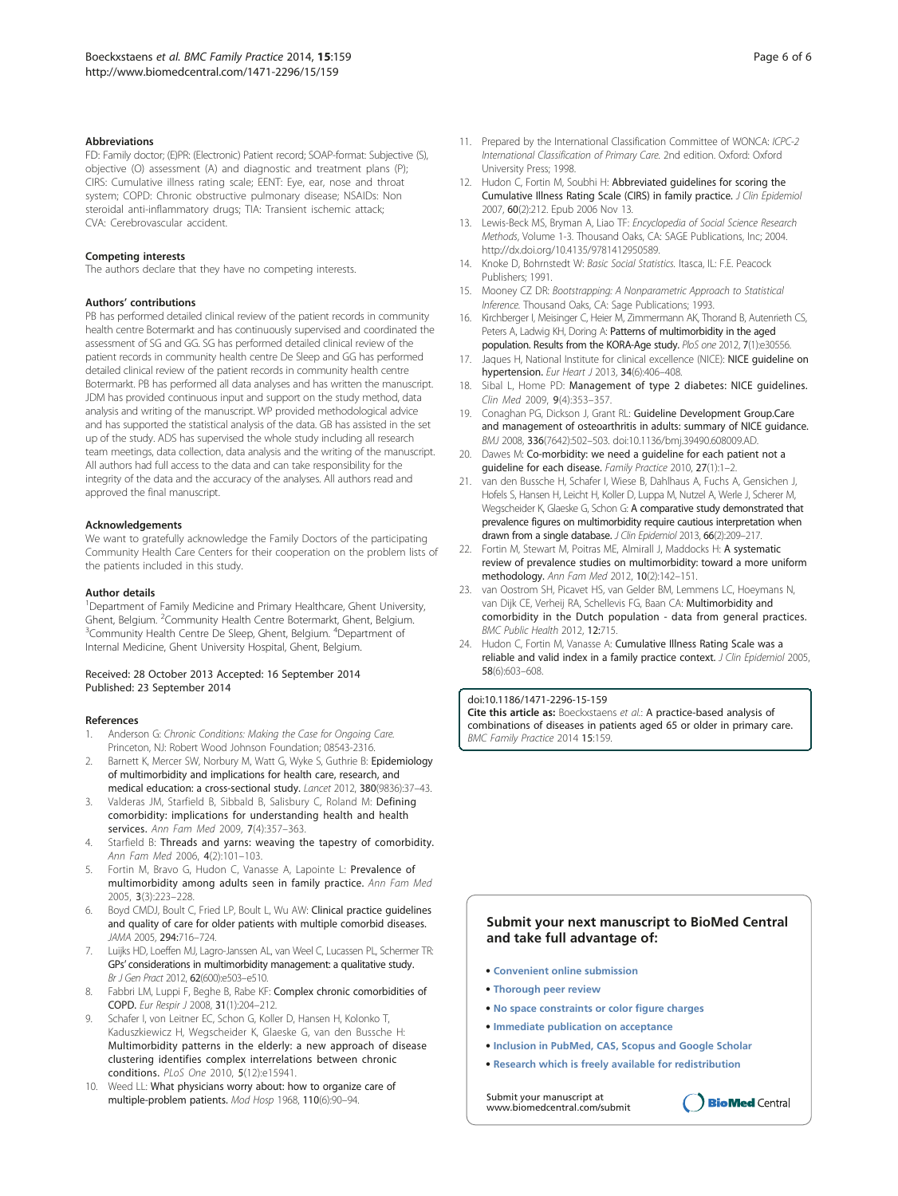### Abbreviations

FD: Family doctor; (E)PR: (Electronic) Patient record; SOAP-format: Subjective (S), objective (O) assessment (A) and diagnostic and treatment plans (P); CIRS: Cumulative illness rating scale; EENT: Eye, ear, nose and throat system; COPD: Chronic obstructive pulmonary disease; NSAIDs: Non steroidal anti-inflammatory drugs; TIA: Transient ischemic attack; CVA: Cerebrovascular accident.

### Competing interests

The authors declare that they have no competing interests.

### Authors' contributions

PB has performed detailed clinical review of the patient records in community health centre Botermarkt and has continuously supervised and coordinated the assessment of SG and GG. SG has performed detailed clinical review of the patient records in community health centre De Sleep and GG has performed detailed clinical review of the patient records in community health centre Botermarkt. PB has performed all data analyses and has written the manuscript. JDM has provided continuous input and support on the study method, data analysis and writing of the manuscript. WP provided methodological advice and has supported the statistical analysis of the data. GB has assisted in the set up of the study. ADS has supervised the whole study including all research team meetings, data collection, data analysis and the writing of the manuscript. All authors had full access to the data and can take responsibility for the integrity of the data and the accuracy of the analyses. All authors read and approved the final manuscript.

### Acknowledgements

We want to gratefully acknowledge the Family Doctors of the participating Community Health Care Centers for their cooperation on the problem lists of the patients included in this study.

### Author details

[1]Department of Family Medicine and Primary Healthcare, Ghent University, Ghent, Belgium. [2]Community Health Centre Botermarkt, Ghent, Belgium. [3]Community Health Centre De Sleep, Ghent, Belgium. [4]Department of Internal Medicine, Ghent University Hospital, Ghent, Belgium.

Received: 28 October 2013 Accepted: 16 September 2014
Published: 23 September 2014

### References

1. Anderson G: *Chronic Conditions: Making the Case for Ongoing Care.* Princeton, NJ: Robert Wood Johnson Foundation; 08543-2316.
2. Barnett K, Mercer SW, Norbury M, Watt G, Wyke S, Guthrie B: **Epidemiology of multimorbidity and implications for health care, research, and medical education: a cross-sectional study.** *Lancet* 2012, **380**(9836):37–43.
3. Valderas JM, Starfield B, Sibbald B, Salisbury C, Roland M: **Defining comorbidity: implications for understanding health and health services.** *Ann Fam Med* 2009, **7**(4):357–363.
4. Starfield B: **Threads and yarns: weaving the tapestry of comorbidity.** *Ann Fam Med* 2006, **4**(2):101–103.
5. Fortin M, Bravo G, Hudon C, Vanasse A, Lapointe L: **Prevalence of multimorbidity among adults seen in family practice.** *Ann Fam Med* 2005, **3**(3):223–228.
6. Boyd CMDJ, Boult C, Fried LP, Boult L, Wu AW: **Clinical practice guidelines and quality of care for older patients with multiple comorbid diseases.** *JAMA* 2005, **294**:716–724.
7. Luijks HD, Loeffen MJ, Lagro-Janssen AL, van Weel C, Lucassen PL, Schermer TR: **GPs' considerations in multimorbidity management: a qualitative study.** *Br J Gen Pract* 2012, **62**(600):e503–e510.
8. Fabbri LM, Luppi F, Beghe B, Rabe KF: **Complex chronic comorbidities of COPD.** *Eur Respir J* 2008, **31**(1):204–212.
9. Schafer I, von Leitner EC, Schon G, Koller D, Hansen H, Kolonko T, Kaduszkiewicz H, Wegscheider K, Glaeske G, van den Bussche H: **Multimorbidity patterns in the elderly: a new approach of disease clustering identifies complex interrelations between chronic conditions.** *PLoS One* 2010, **5**(12):e15941.
10. Weed LL: **What physicians worry about: how to organize care of multiple-problem patients.** *Mod Hosp* 1968, **110**(6):90–94.
11. Prepared by the International Classification Committee of WONCA: *ICPC-2 International Classification of Primary Care.* 2nd edition. Oxford: Oxford University Press; 1998.
12. Hudon C, Fortin M, Soubhi H: **Abbreviated guidelines for scoring the Cumulative Illness Rating Scale (CIRS) in family practice.** *J Clin Epidemiol* 2007, **60**(2):212. Epub 2006 Nov 13.
13. Lewis-Beck MS, Bryman A, Liao TF: *Encyclopedia of Social Science Research Methods*, Volume 1-3. Thousand Oaks, CA: SAGE Publications, Inc; 2004. http://dx.doi.org/10.4135/9781412950589.
14. Knoke D, Bohrnstedt W: *Basic Social Statistics.* Itasca, IL: F.E. Peacock Publishers; 1991.
15. Mooney CZ DR: *Bootstrapping: A Nonparametric Approach to Statistical Inference.* Thousand Oaks, CA: Sage Publications; 1993.
16. Kirchberger I, Meisinger C, Heier M, Zimmermann AK, Thorand B, Autenrieth CS, Peters A, Ladwig KH, Doring A: **Patterns of multimorbidity in the aged population. Results from the KORA-Age study.** *PloS one* 2012, **7**(1):e30556.
17. Jaques H, National Institute for clinical excellence (NICE): **NICE guideline on hypertension.** *Eur Heart J* 2013, **34**(6):406–408.
18. Sibal L, Home PD: **Management of type 2 diabetes: NICE guidelines.** *Clin Med* 2009, **9**(4):353–357.
19. Conaghan PG, Dickson J, Grant RL: **Guideline Development Group.Care and management of osteoarthritis in adults: summary of NICE guidance.** *BMJ* 2008, **336**(7642):502–503. doi:10.1136/bmj.39490.608009.AD.
20. Dawes M: **Co-morbidity: we need a guideline for each patient not a guideline for each disease.** *Family Practice* 2010, **27**(1):1–2.
21. van den Bussche H, Schafer I, Wiese B, Dahlhaus A, Fuchs A, Gensichen J, Hofels S, Hansen H, Leicht H, Koller D, Luppa M, Nutzel A, Werle J, Scherer M, Wegscheider K, Glaeske G, Schon G: **A comparative study demonstrated that prevalence figures on multimorbidity require cautious interpretation when drawn from a single database.** *J Clin Epidemiol* 2013, **66**(2):209–217.
22. Fortin M, Stewart M, Poitras ME, Almirall J, Maddocks H: **A systematic review of prevalence studies on multimorbidity: toward a more uniform methodology.** *Ann Fam Med* 2012, **10**(2):142–151.
23. van Oostrom SH, Picavet HS, van Gelder BM, Lemmens LC, Hoeymans N, van Dijk CE, Verheij RA, Schellevis FG, Baan CA: **Multimorbidity and comorbidity in the Dutch population - data from general practices.** *BMC Public Health* 2012, **12**:715.
24. Hudon C, Fortin M, Vanasse A: **Cumulative Illness Rating Scale was a reliable and valid index in a family practice context.** *J Clin Epidemiol* 2005, **58**(6):603–608.

doi:10.1186/1471-2296-15-159
**Cite this article as:** Boeckxstaens *et al.*: A practice-based analysis of combinations of diseases in patients aged 65 or older in primary care. *BMC Family Practice* 2014 **15**:159.